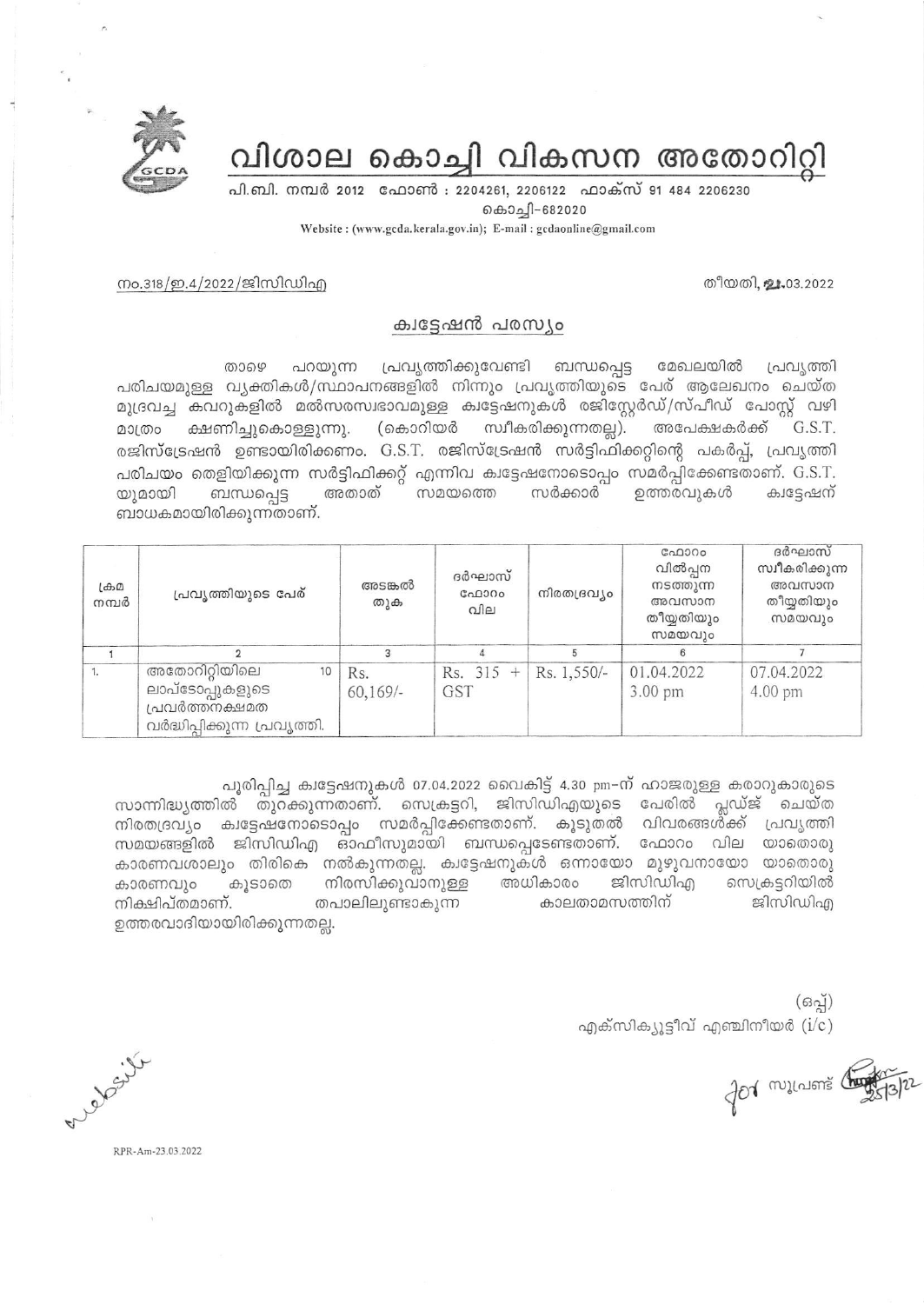# വിശാല കൊച്ചി വികസന അതോറിറ്റി

പി.ബി. നമ്പർ 2012 ഫോൺ : 2204261, 2206122 ഫാക്സ് 91 484 2206230

കൊച്ചി–682020

Website : (www.gcda.kerala.gov.in); E-mail : gcdaonline@gmail.com

നം.318/ഇ.4/2022/ജിസിഡിഎ

തീയതി, 21.03.2022

## ക്വട്ടേഷൻ പരസ്യം

താഴെ പറയുന്ന പ്രവൃത്തിക്കുവേണ്ടി ബന്ധപ്പെട്ട മേഖലയിൽ പ്രവൃത്തി പരിചയമുള്ള വ്യക്തികൾ/സ്ഥാപനങ്ങളിൽ നിന്നും പ്രവൃത്തിയുടെ പേര് ആലേഖനം ചെയ്ത മുദ്രവച്ച കവറുകളിൽ മൽസരസ്വഭാവമുള്ള ക്വട്ടേഷനുകൾ രജിസ്റ്റേർഡ്/സ്പീഡ് പോസ്റ്റ് വഴി മാത്രം ക്ഷണിച്ചുകൊള്ളുന്നു. (കൊറിയർ സ്വീകരിക്കുന്നതല്ല). അപേക്ഷകർക്ക് G.S.T. രജിസ്ട്രേഷൻ ഉണ്ടായിരിക്കണം. G.S.T. രജിസ്ട്രേഷൻ സർട്ടിഫിക്കറ്റിന്റെ പകർപ്പ്, പ്രവൃത്തി പരിചയം തെളിയിക്കുന്ന സർട്ടിഫിക്കറ്റ് എന്നിവ ക്വട്ടേഷനോടൊപ്പം സമർപ്പിക്കേണ്ടതാണ്. G.S.T. യുമായി ബന്ധപ്പെട്ട അതാത് സമയത്തെ സർക്കാർ ഉത്തരവുകൾ ക്വട്ടേഷന് ബാധകമായിരിക്കുന്നതാണ്.

| ക്രമ നമ്പർ | പ്രവൃത്തിയുടെ പേര് | അടങ്കൽ തുക | ദർഘാസ് ഫോറം വില | നിരതദ്രവ്യം | ഫോറം വിൽപ്പന നടത്തുന്ന അവസാന തീയ്യതിയും സമയവും | ദർഘാസ് സ്വീകരിക്കുന്ന അവസാന തീയ്യതിയും സമയവും |
|---|---|---|---|---|---|---|
| 1 | 2 | 3 | 4 | 5 | 6 | 7 |
| 1. | അതോറിറ്റിയിലെ 10 ലാപ്ടോപ്പുകളുടെ പ്രവർത്തനക്ഷമത വർദ്ധിപ്പിക്കുന്ന പ്രവൃത്തി. | Rs. 60,169/- | Rs. 315 + GST | Rs. 1,550/- | 01.04.2022 3.00 pm | 07.04.2022 4.00 pm |

പൂരിപ്പിച്ച ക്വട്ടേഷനുകൾ 07.04.2022 വൈകിട്ട് 4.30 pm–ന് ഹാജരുള്ള കരാറുകാരുടെ സാന്നിദ്ധ്യത്തിൽ തുറക്കുന്നതാണ്. സെക്രട്ടറി, ജിസിഡിഎയുടെ പേരിൽ പ്ലഡ്ജ് ചെയ്ത നിരതദ്രവ്യം ക്വട്ടേഷനോടൊപ്പം സമർപ്പിക്കേണ്ടതാണ്. കൂടുതൽ വിവരങ്ങൾക്ക് പ്രവൃത്തി സമയങ്ങളിൽ ജിസിഡിഎ ഓഫീസുമായി ബന്ധപ്പെടേണ്ടതാണ്. ഫോറം വില യാതൊരു കാരണവശാലും തിരികെ നൽകുന്നതല്ല. ക്വട്ടേഷനുകൾ ഒന്നായോ മുഴുവനായോ യാതൊരു കാരണവും കൂടാതെ നിരസിക്കുവാനുള്ള അധികാരം ജിസിഡിഎ സെക്രട്ടറിയിൽ നിക്ഷിപ്തമാണ്. തപാലിലുണ്ടാകുന്ന കാലതാമസത്തിന് ജിസിഡിഎ ഉത്തരവാദിയായിരിക്കുന്നതല്ല.

(ഒപ്പ്)

എക്സിക്യൂട്ടീവ് എഞ്ചിനീയർ (i/c)

for സൂപ്രണ്ട് 25/3/22

website

RPR-Am-23.03.2022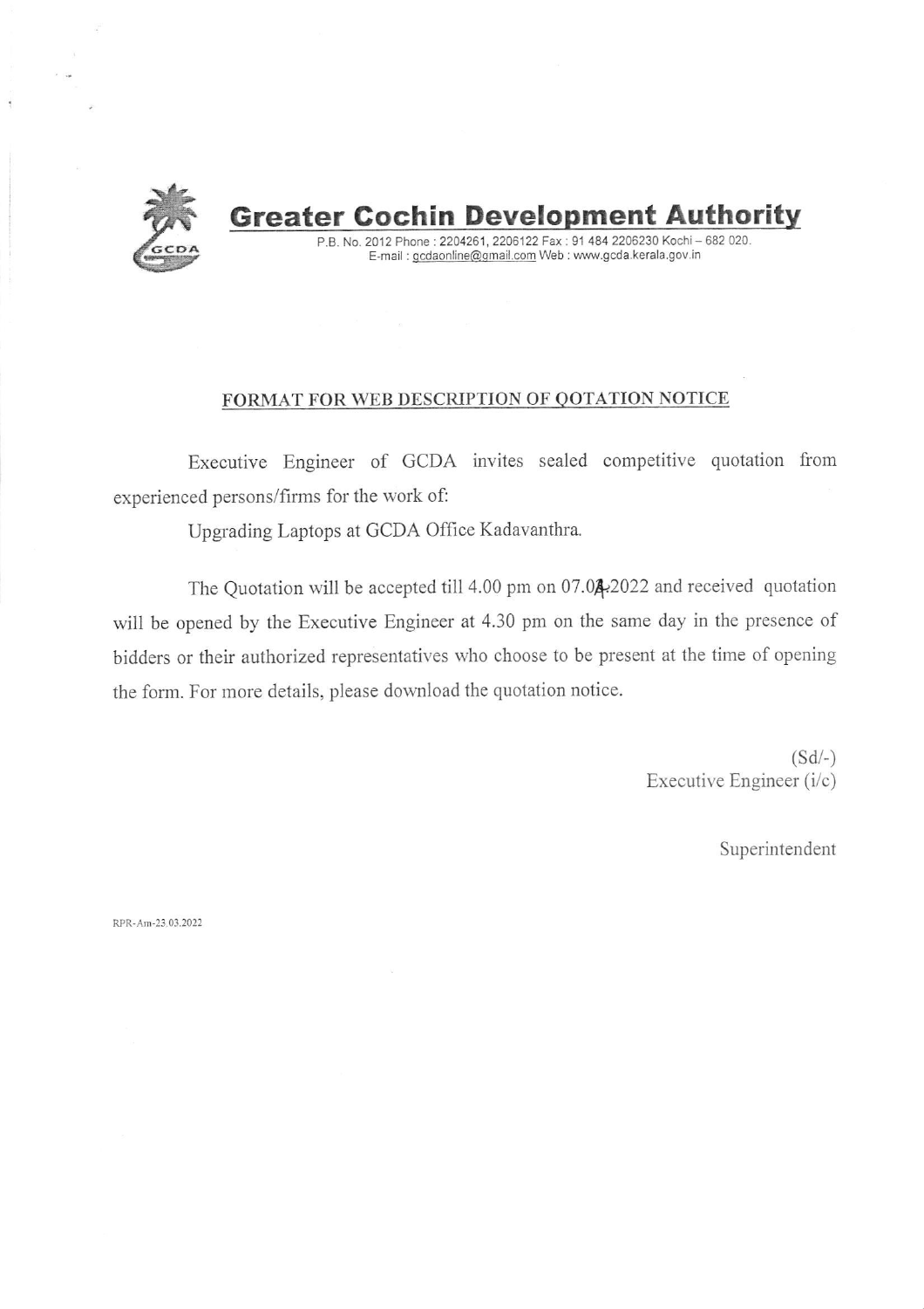# Greater Cochin Development Authority

P.B. No. 2012 Phone : 2204261, 2206122 Fax : 91 484 2206230 Kochi – 682 020.
E-mail : gcdaonline@gmail.com Web : www.gcda.kerala.gov.in

## FORMAT FOR WEB DESCRIPTION OF QOTATION NOTICE

Executive Engineer of GCDA invites sealed competitive quotation from experienced persons/firms for the work of:

Upgrading Laptops at GCDA Office Kadavanthra.

The Quotation will be accepted till 4.00 pm on 07.04.2022 and received quotation will be opened by the Executive Engineer at 4.30 pm on the same day in the presence of bidders or their authorized representatives who choose to be present at the time of opening the form. For more details, please download the quotation notice.

(Sd/-)
Executive Engineer (i/c)

Superintendent

RPR-Am-23.03.2022